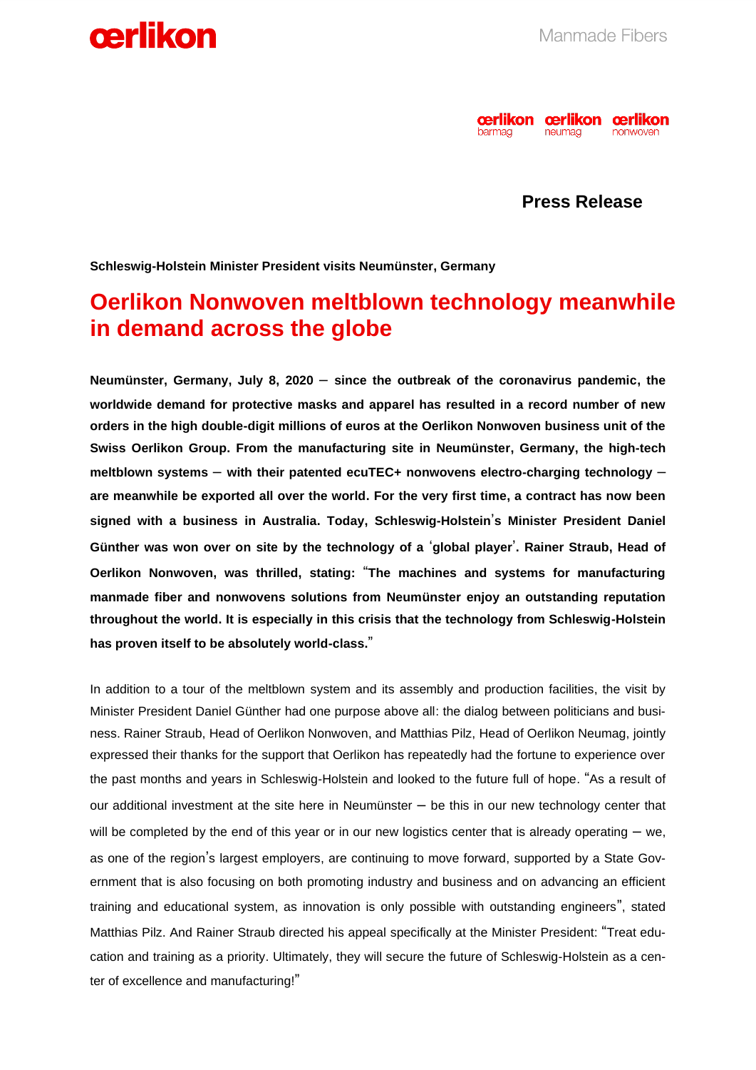**Press Release**

**Schleswig-Holstein Minister President visits Neumünster, Germany**

# Oerlikon Nonwoven meltblown technology meanwhile in demand across the globe

**Neumünster, Germany, July 8, 2020 – since the outbreak of the coronavirus pandemic, the worldwide demand for protective masks and apparel has resulted in a record number of new orders in the high double-digit millions of euros at the Oerlikon Nonwoven business unit of the Swiss Oerlikon Group. From the manufacturing site in Neumünster, Germany, the high-tech meltblown systems – with their patented ecuTEC+ nonwovens electro-charging technology – are meanwhile be exported all over the world. For the very first time, a contract has now been signed with a business in Australia. Today, Schleswig-Holstein's Minister President Daniel Günther was won over on site by the technology of a 'global player'. Rainer Straub, Head of Oerlikon Nonwoven, was thrilled, stating: "The machines and systems for manufacturing manmade fiber and nonwovens solutions from Neumünster enjoy an outstanding reputation throughout the world. It is especially in this crisis that the technology from Schleswig-Holstein has proven itself to be absolutely world-class."**

In addition to a tour of the meltblown system and its assembly and production facilities, the visit by Minister President Daniel Günther had one purpose above all: the dialog between politicians and business. Rainer Straub, Head of Oerlikon Nonwoven, and Matthias Pilz, Head of Oerlikon Neumag, jointly expressed their thanks for the support that Oerlikon has repeatedly had the fortune to experience over the past months and years in Schleswig-Holstein and looked to the future full of hope. "As a result of our additional investment at the site here in Neumünster – be this in our new technology center that will be completed by the end of this year or in our new logistics center that is already operating – we, as one of the region's largest employers, are continuing to move forward, supported by a State Government that is also focusing on both promoting industry and business and on advancing an efficient training and educational system, as innovation is only possible with outstanding engineers", stated Matthias Pilz. And Rainer Straub directed his appeal specifically at the Minister President: "Treat education and training as a priority. Ultimately, they will secure the future of Schleswig-Holstein as a center of excellence and manufacturing!"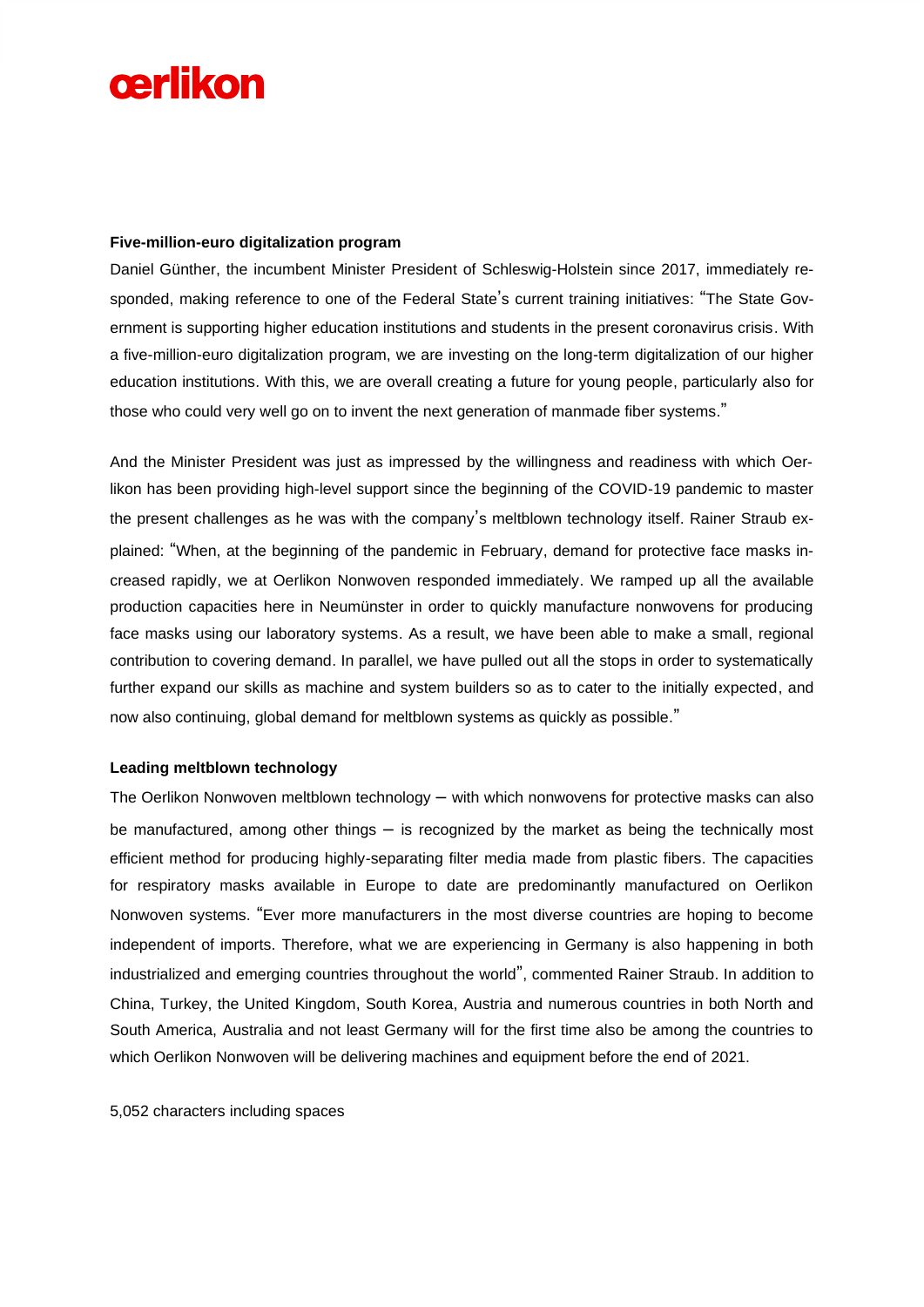### Five-million-euro digitalization program

Daniel Günther, the incumbent Minister President of Schleswig-Holstein since 2017, immediately responded, making reference to one of the Federal State's current training initiatives: "The State Government is supporting higher education institutions and students in the present coronavirus crisis. With a five-million-euro digitalization program, we are investing on the long-term digitalization of our higher education institutions. With this, we are overall creating a future for young people, particularly also for those who could very well go on to invent the next generation of manmade fiber systems."

And the Minister President was just as impressed by the willingness and readiness with which Oerlikon has been providing high-level support since the beginning of the COVID-19 pandemic to master the present challenges as he was with the company's meltblown technology itself. Rainer Straub explained: "When, at the beginning of the pandemic in February, demand for protective face masks increased rapidly, we at Oerlikon Nonwoven responded immediately. We ramped up all the available production capacities here in Neumünster in order to quickly manufacture nonwovens for producing face masks using our laboratory systems. As a result, we have been able to make a small, regional contribution to covering demand. In parallel, we have pulled out all the stops in order to systematically further expand our skills as machine and system builders so as to cater to the initially expected, and now also continuing, global demand for meltblown systems as quickly as possible."

### Leading meltblown technology

The Oerlikon Nonwoven meltblown technology – with which nonwovens for protective masks can also be manufactured, among other things – is recognized by the market as being the technically most efficient method for producing highly-separating filter media made from plastic fibers. The capacities for respiratory masks available in Europe to date are predominantly manufactured on Oerlikon Nonwoven systems. "Ever more manufacturers in the most diverse countries are hoping to become independent of imports. Therefore, what we are experiencing in Germany is also happening in both industrialized and emerging countries throughout the world", commented Rainer Straub. In addition to China, Turkey, the United Kingdom, South Korea, Austria and numerous countries in both North and South America, Australia and not least Germany will for the first time also be among the countries to which Oerlikon Nonwoven will be delivering machines and equipment before the end of 2021.

5,052 characters including spaces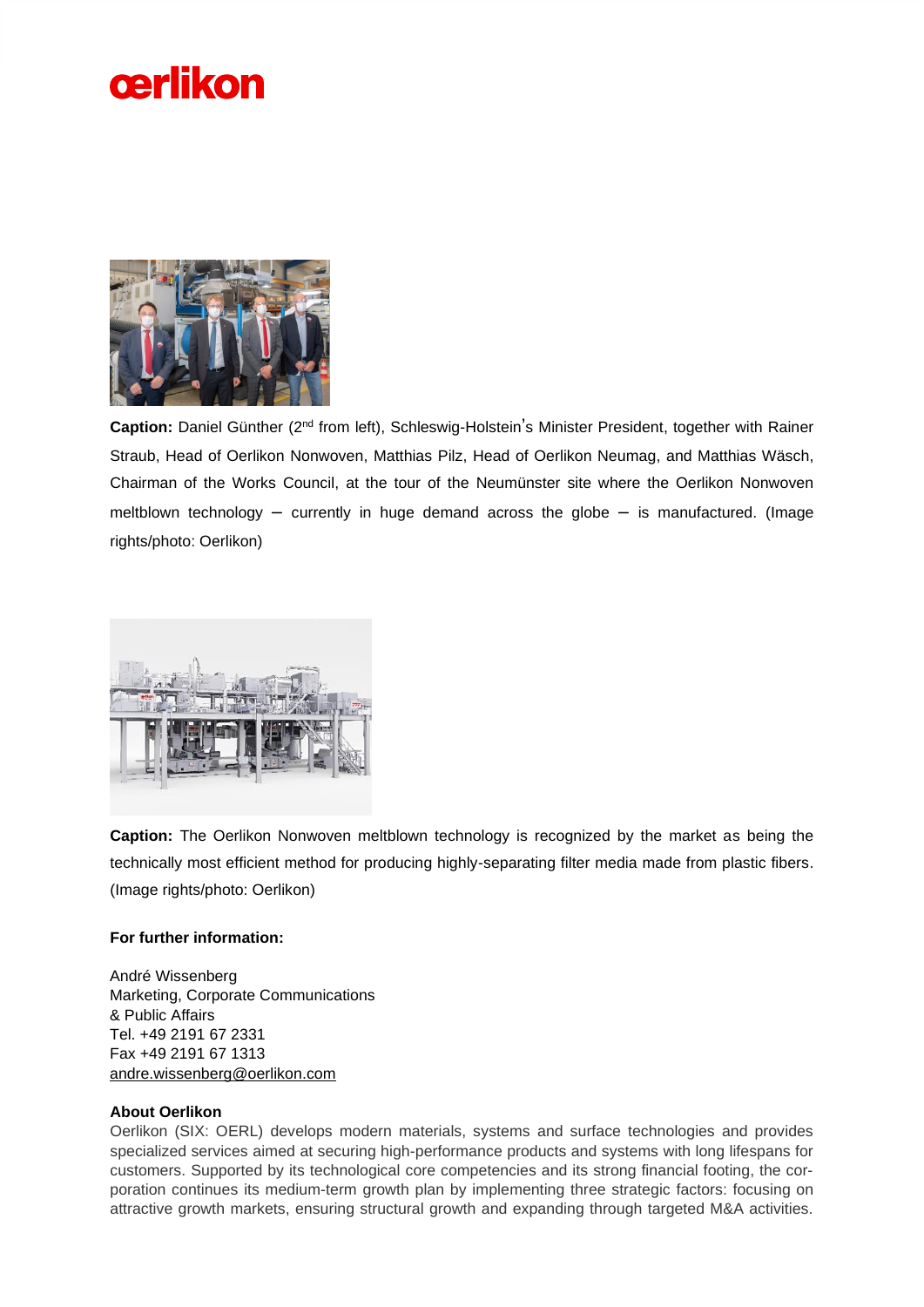**Caption:** Daniel Günther (2nd from left), Schleswig-Holstein's Minister President, together with Rainer Straub, Head of Oerlikon Nonwoven, Matthias Pilz, Head of Oerlikon Neumag, and Matthias Wäsch, Chairman of the Works Council, at the tour of the Neumünster site where the Oerlikon Nonwoven meltblown technology – currently in huge demand across the globe – is manufactured. (Image rights/photo: Oerlikon)

**Caption:** The Oerlikon Nonwoven meltblown technology is recognized by the market as being the technically most efficient method for producing highly-separating filter media made from plastic fibers. (Image rights/photo: Oerlikon)

**For further information:**

André Wissenberg
Marketing, Corporate Communications
& Public Affairs
Tel. +49 2191 67 2331
Fax +49 2191 67 1313
andre.wissenberg@oerlikon.com

**About Oerlikon**

Oerlikon (SIX: OERL) develops modern materials, systems and surface technologies and provides specialized services aimed at securing high-performance products and systems with long lifespans for customers. Supported by its technological core competencies and its strong financial footing, the corporation continues its medium-term growth plan by implementing three strategic factors: focusing on attractive growth markets, ensuring structural growth and expanding through targeted M&A activities.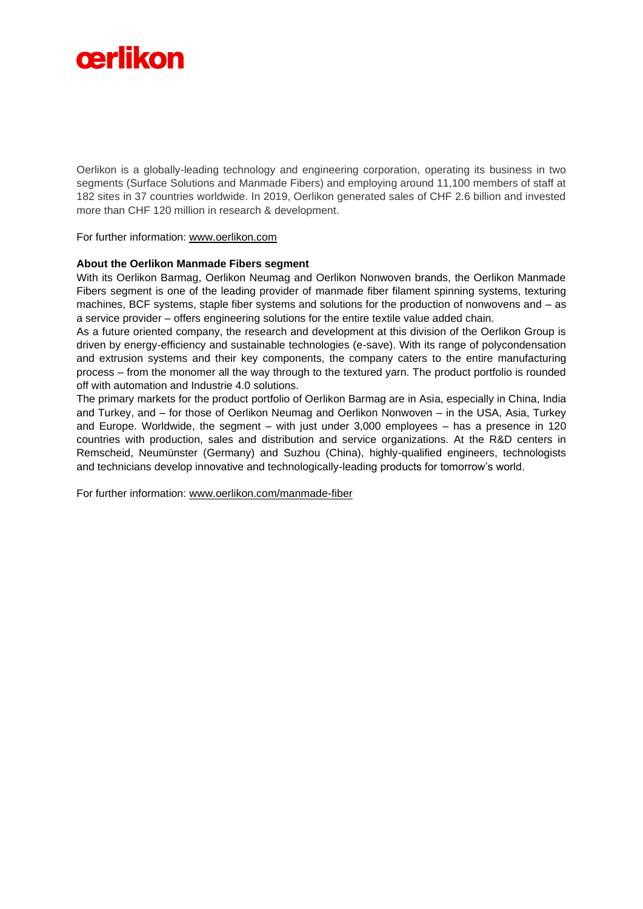Oerlikon is a globally-leading technology and engineering corporation, operating its business in two segments (Surface Solutions and Manmade Fibers) and employing around 11,100 members of staff at 182 sites in 37 countries worldwide. In 2019, Oerlikon generated sales of CHF 2.6 billion and invested more than CHF 120 million in research & development.

For further information: www.oerlikon.com

**About the Oerlikon Manmade Fibers segment**

With its Oerlikon Barmag, Oerlikon Neumag and Oerlikon Nonwoven brands, the Oerlikon Manmade Fibers segment is one of the leading provider of manmade fiber filament spinning systems, texturing machines, BCF systems, staple fiber systems and solutions for the production of nonwovens and – as a service provider – offers engineering solutions for the entire textile value added chain.

As a future oriented company, the research and development at this division of the Oerlikon Group is driven by energy-efficiency and sustainable technologies (e-save). With its range of polycondensation and extrusion systems and their key components, the company caters to the entire manufacturing process – from the monomer all the way through to the textured yarn. The product portfolio is rounded off with automation and Industrie 4.0 solutions.

The primary markets for the product portfolio of Oerlikon Barmag are in Asia, especially in China, India and Turkey, and – for those of Oerlikon Neumag and Oerlikon Nonwoven – in the USA, Asia, Turkey and Europe. Worldwide, the segment – with just under 3,000 employees – has a presence in 120 countries with production, sales and distribution and service organizations. At the R&D centers in Remscheid, Neumünster (Germany) and Suzhou (China), highly-qualified engineers, technologists and technicians develop innovative and technologically-leading products for tomorrow's world.

For further information: www.oerlikon.com/manmade-fiber